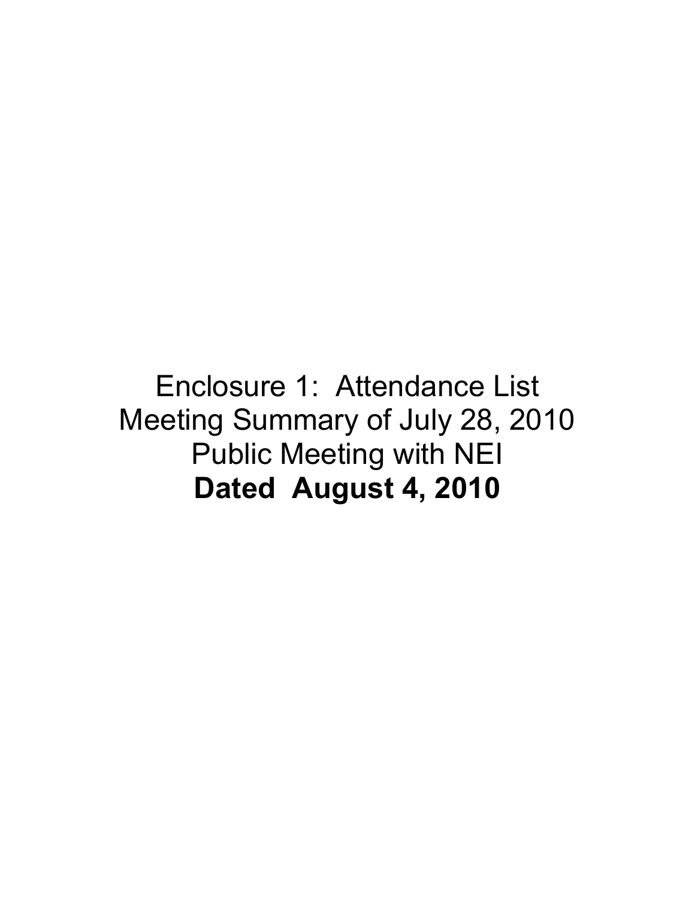Enclosure 1: Attendance List
Meeting Summary of July 28, 2010
Public Meeting with NEI
**Dated August 4, 2010**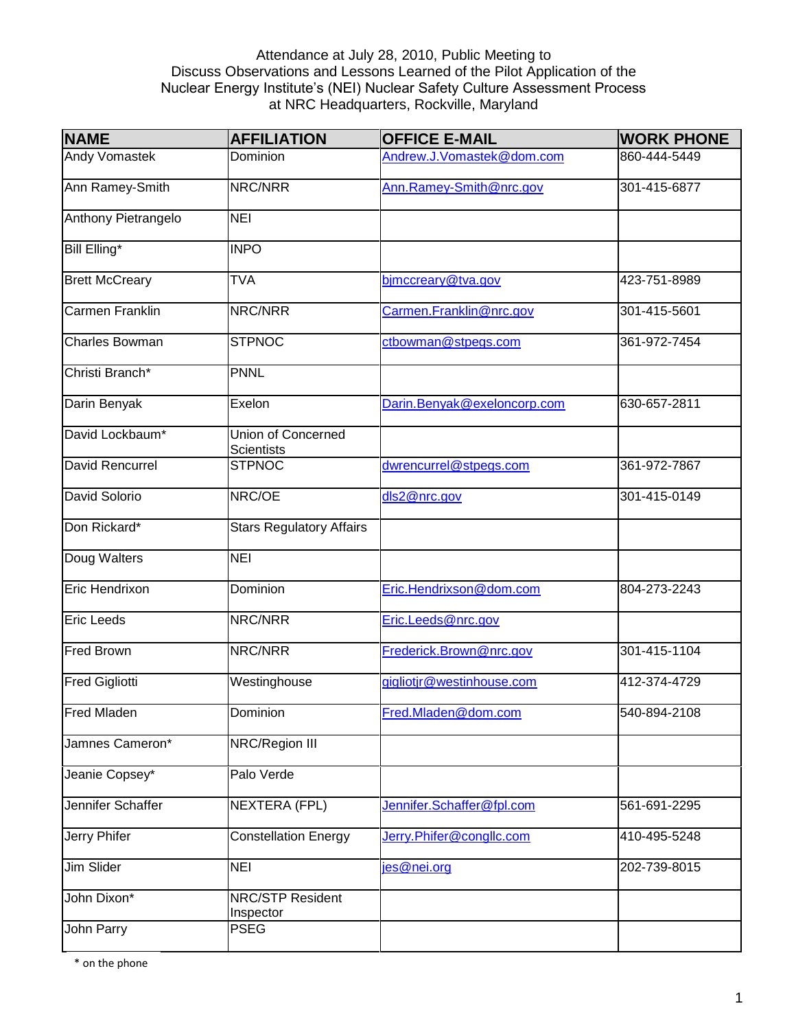Attendance at July 28, 2010, Public Meeting to Discuss Observations and Lessons Learned of the Pilot Application of the Nuclear Energy Institute's (NEI) Nuclear Safety Culture Assessment Process at NRC Headquarters, Rockville, Maryland

| NAME | AFFILIATION | OFFICE E-MAIL | WORK PHONE |
|---|---|---|---|
| Andy Vomastek | Dominion | Andrew.J.Vomastek@dom.com | 860-444-5449 |
| Ann Ramey-Smith | NRC/NRR | Ann.Ramey-Smith@nrc.gov | 301-415-6877 |
| Anthony Pietrangelo | NEI | | |
| Bill Elling* | INPO | | |
| Brett McCreary | TVA | bjmccreary@tva.gov | 423-751-8989 |
| Carmen Franklin | NRC/NRR | Carmen.Franklin@nrc.gov | 301-415-5601 |
| Charles Bowman | STPNOC | ctbowman@stpegs.com | 361-972-7454 |
| Christi Branch* | PNNL | | |
| Darin Benyak | Exelon | Darin.Benyak@exeloncorp.com | 630-657-2811 |
| David Lockbaum* | Union of Concerned Scientists | | |
| David Rencurrel | STPNOC | dwrencurrel@stpegs.com | 361-972-7867 |
| David Solorio | NRC/OE | dls2@nrc.gov | 301-415-0149 |
| Don Rickard* | Stars Regulatory Affairs | | |
| Doug Walters | NEI | | |
| Eric Hendrixon | Dominion | Eric.Hendrixson@dom.com | 804-273-2243 |
| Eric Leeds | NRC/NRR | Eric.Leeds@nrc.gov | |
| Fred Brown | NRC/NRR | Frederick.Brown@nrc.gov | 301-415-1104 |
| Fred Gigliotti | Westinghouse | gigliotjr@westinhouse.com | 412-374-4729 |
| Fred Mladen | Dominion | Fred.Mladen@dom.com | 540-894-2108 |
| Jamnes Cameron* | NRC/Region III | | |
| Jeanie Copsey* | Palo Verde | | |
| Jennifer Schaffer | NEXTERA (FPL) | Jennifer.Schaffer@fpl.com | 561-691-2295 |
| Jerry Phifer | Constellation Energy | Jerry.Phifer@congllc.com | 410-495-5248 |
| Jim Slider | NEI | jes@nei.org | 202-739-8015 |
| John Dixon* | NRC/STP Resident Inspector | | |
| John Parry | PSEG | | |

\* on the phone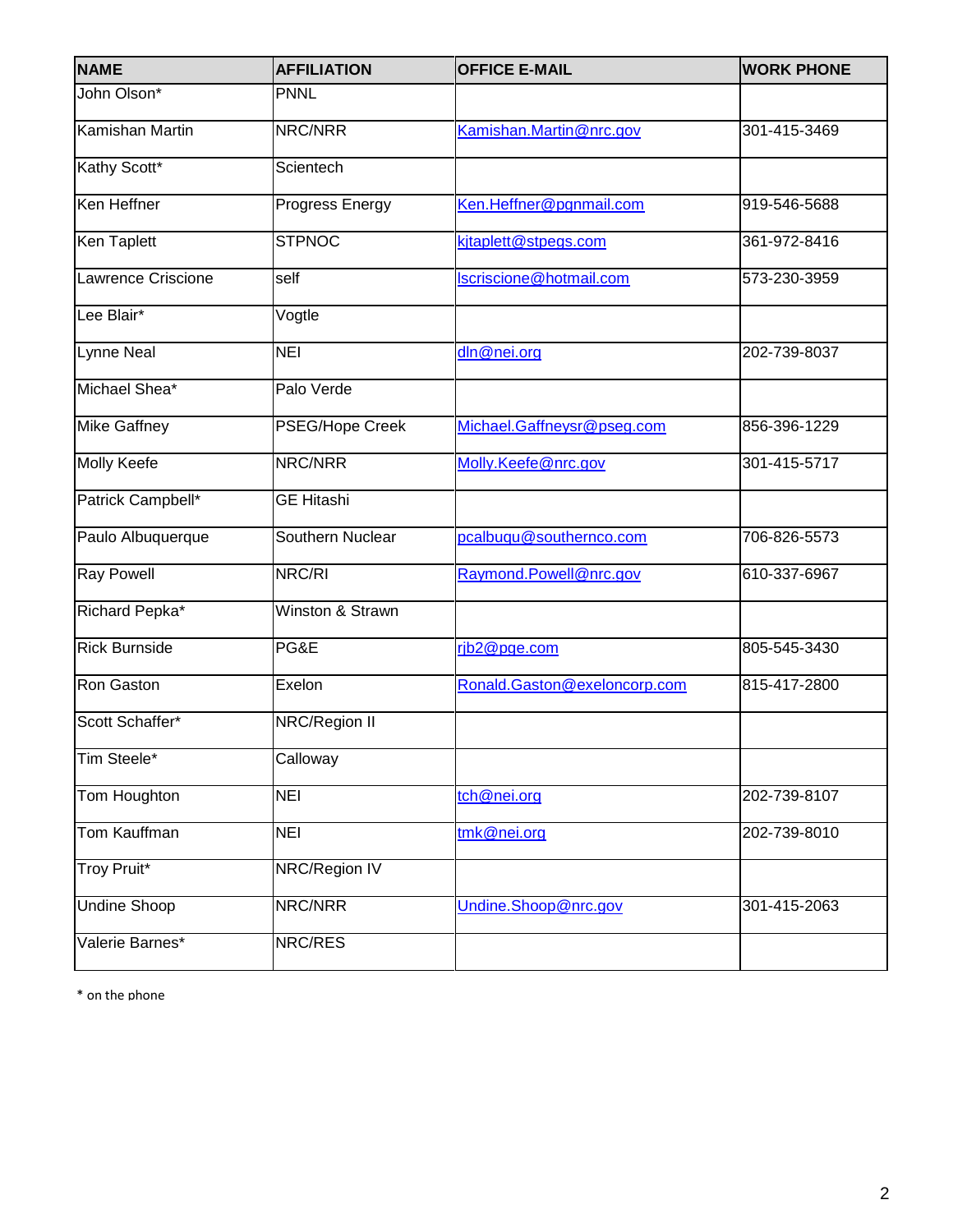| NAME | AFFILIATION | OFFICE E-MAIL | WORK PHONE |
|---|---|---|---|
| John Olson* | PNNL | | |
| Kamishan Martin | NRC/NRR | Kamishan.Martin@nrc.gov | 301-415-3469 |
| Kathy Scott* | Scientech | | |
| Ken Heffner | Progress Energy | Ken.Heffner@pgnmail.com | 919-546-5688 |
| Ken Taplett | STPNOC | kjtaplett@stpegs.com | 361-972-8416 |
| Lawrence Criscione | self | lscriscione@hotmail.com | 573-230-3959 |
| Lee Blair* | Vogtle | | |
| Lynne Neal | NEI | dln@nei.org | 202-739-8037 |
| Michael Shea* | Palo Verde | | |
| Mike Gaffney | PSEG/Hope Creek | Michael.Gaffneysr@pseg.com | 856-396-1229 |
| Molly Keefe | NRC/NRR | Molly.Keefe@nrc.gov | 301-415-5717 |
| Patrick Campbell* | GE Hitashi | | |
| Paulo Albuquerque | Southern Nuclear | pcalbuqu@southernco.com | 706-826-5573 |
| Ray Powell | NRC/RI | Raymond.Powell@nrc.gov | 610-337-6967 |
| Richard Pepka* | Winston & Strawn | | |
| Rick Burnside | PG&E | rjb2@pge.com | 805-545-3430 |
| Ron Gaston | Exelon | Ronald.Gaston@exeloncorp.com | 815-417-2800 |
| Scott Schaffer* | NRC/Region II | | |
| Tim Steele* | Calloway | | |
| Tom Houghton | NEI | tch@nei.org | 202-739-8107 |
| Tom Kauffman | NEI | tmk@nei.org | 202-739-8010 |
| Troy Pruit* | NRC/Region IV | | |
| Undine Shoop | NRC/NRR | Undine.Shoop@nrc.gov | 301-415-2063 |
| Valerie Barnes* | NRC/RES | | |

* on the phone